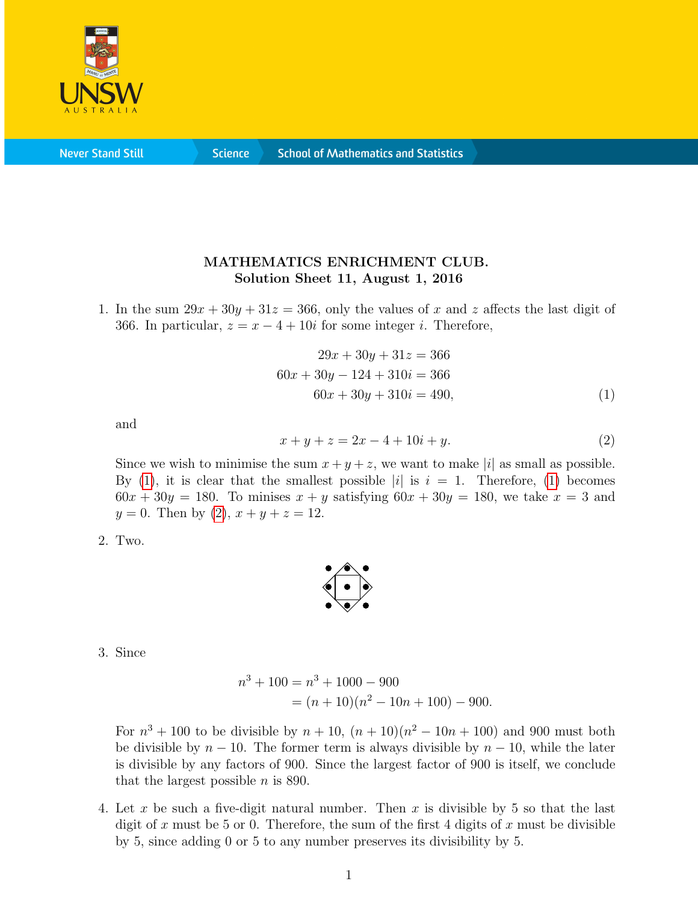**MATHEMATICS ENRICHMENT CLUB.**
**Solution Sheet 11, August 1, 2016**

1. In the sum $29x + 30y + 31z = 366$, only the values of $x$ and $z$ affects the last digit of 366. In particular, $z = x - 4 + 10i$ for some integer $i$. Therefore,

$$
\begin{aligned}
29x + 30y + 31z &= 366 \\
60x + 30y - 124 + 310i &= 366 \\
60x + 30y + 310i &= 490, \qquad (1)
\end{aligned}
$$

and

$$
x + y + z = 2x - 4 + 10i + y. \qquad (2)
$$

Since we wish to minimise the sum $x + y + z$, we want to make $|i|$ as small as possible. By (1), it is clear that the smallest possible $|i|$ is $i = 1$. Therefore, (1) becomes $60x + 30y = 180$. To minises $x + y$ satisfying $60x + 30y = 180$, we take $x = 3$ and $y = 0$. Then by (2), $x + y + z = 12$.

2. Two.

3. Since

$$
\begin{aligned}
n^3 + 100 &= n^3 + 1000 - 900 \\
&= (n + 10)(n^2 - 10n + 100) - 900.
\end{aligned}
$$

For $n^3 + 100$ to be divisible by $n + 10$, $(n + 10)(n^2 - 10n + 100)$ and 900 must both be divisible by $n - 10$. The former term is always divisible by $n - 10$, while the later is divisible by any factors of 900. Since the largest factor of 900 is itself, we conclude that the largest possible $n$ is 890.

4. Let $x$ be such a five-digit natural number. Then $x$ is divisible by 5 so that the last digit of $x$ must be 5 or 0. Therefore, the sum of the first 4 digits of $x$ must be divisible by 5, since adding 0 or 5 to any number preserves its divisibility by 5.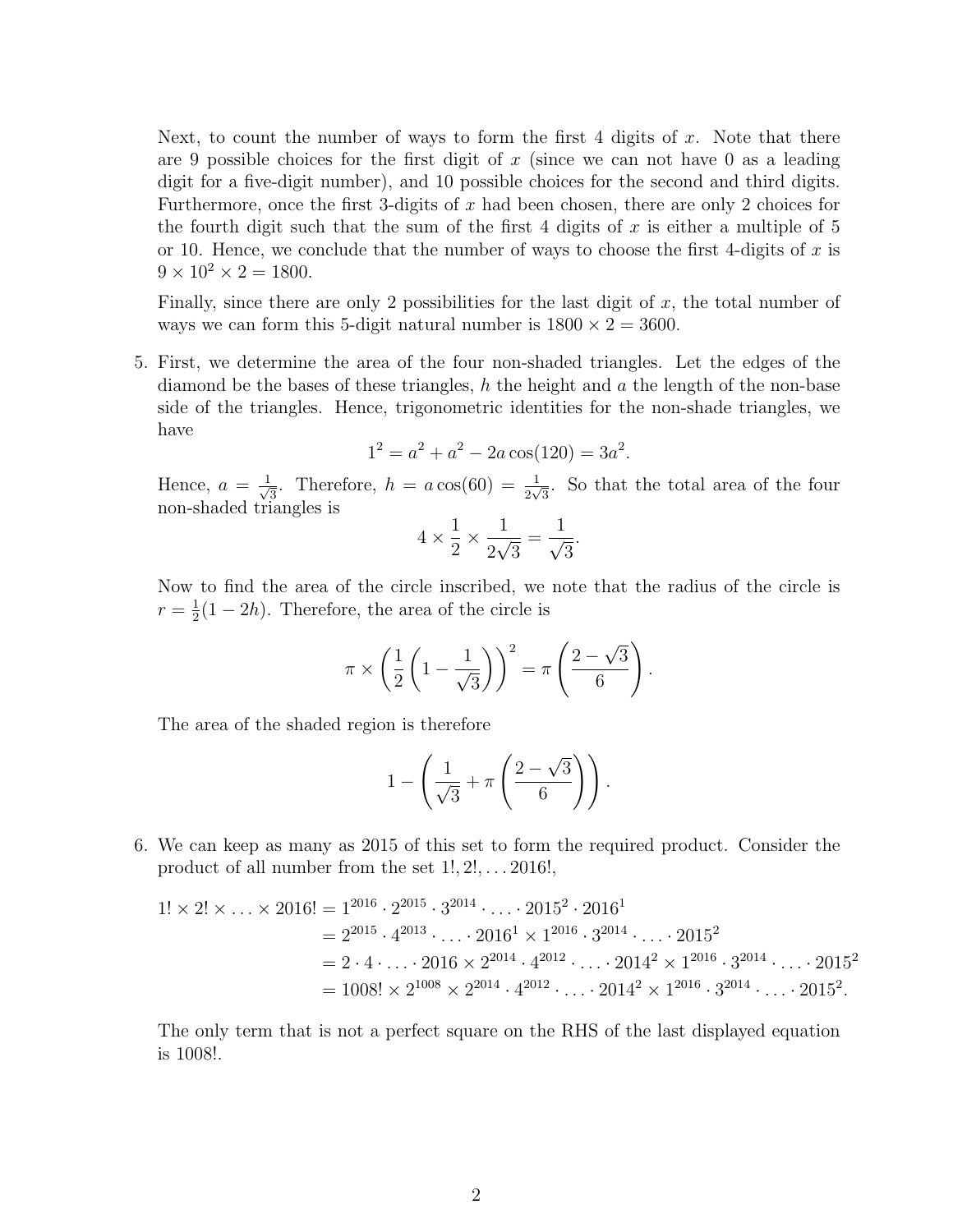Next, to count the number of ways to form the first 4 digits of $x$. Note that there are 9 possible choices for the first digit of $x$ (since we can not have 0 as a leading digit for a five-digit number), and 10 possible choices for the second and third digits. Furthermore, once the first 3-digits of $x$ had been chosen, there are only 2 choices for the fourth digit such that the sum of the first 4 digits of $x$ is either a multiple of 5 or 10. Hence, we conclude that the number of ways to choose the first 4-digits of $x$ is $9 \times 10^2 \times 2 = 1800$.

Finally, since there are only 2 possibilities for the last digit of $x$, the total number of ways we can form this 5-digit natural number is $1800 \times 2 = 3600$.

5. First, we determine the area of the four non-shaded triangles. Let the edges of the diamond be the bases of these triangles, $h$ the height and $a$ the length of the non-base side of the triangles. Hence, trigonometric identities for the non-shade triangles, we have

$$1^2 = a^2 + a^2 - 2a\cos(120) = 3a^2.$$

Hence, $a = \frac{1}{\sqrt{3}}$. Therefore, $h = a\cos(60) = \frac{1}{2\sqrt{3}}$. So that the total area of the four non-shaded triangles is

$$4 \times \frac{1}{2} \times \frac{1}{2\sqrt{3}} = \frac{1}{\sqrt{3}}.$$

Now to find the area of the circle inscribed, we note that the radius of the circle is $r = \frac{1}{2}(1 - 2h)$. Therefore, the area of the circle is

$$\pi \times \left(\frac{1}{2}\left(1 - \frac{1}{\sqrt{3}}\right)\right)^2 = \pi\left(\frac{2-\sqrt{3}}{6}\right).$$

The area of the shaded region is therefore

$$1 - \left(\frac{1}{\sqrt{3}} + \pi\left(\frac{2-\sqrt{3}}{6}\right)\right).$$

6. We can keep as many as 2015 of this set to form the required product. Consider the product of all number from the set $1!, 2!, \ldots 2016!$,

$$\begin{aligned}
1! \times 2! \times \ldots \times 2016! &= 1^{2016} \cdot 2^{2015} \cdot 3^{2014} \cdot \ldots \cdot 2015^2 \cdot 2016^1 \\
&= 2^{2015} \cdot 4^{2013} \cdot \ldots \cdot 2016^1 \times 1^{2016} \cdot 3^{2014} \cdot \ldots \cdot 2015^2 \\
&= 2 \cdot 4 \cdot \ldots \cdot 2016 \times 2^{2014} \cdot 4^{2012} \cdot \ldots \cdot 2014^2 \times 1^{2016} \cdot 3^{2014} \cdot \ldots \cdot 2015^2 \\
&= 1008! \times 2^{1008} \times 2^{2014} \cdot 4^{2012} \cdot \ldots \cdot 2014^2 \times 1^{2016} \cdot 3^{2014} \cdot \ldots \cdot 2015^2.
\end{aligned}$$

The only term that is not a perfect square on the RHS of the last displayed equation is $1008!$.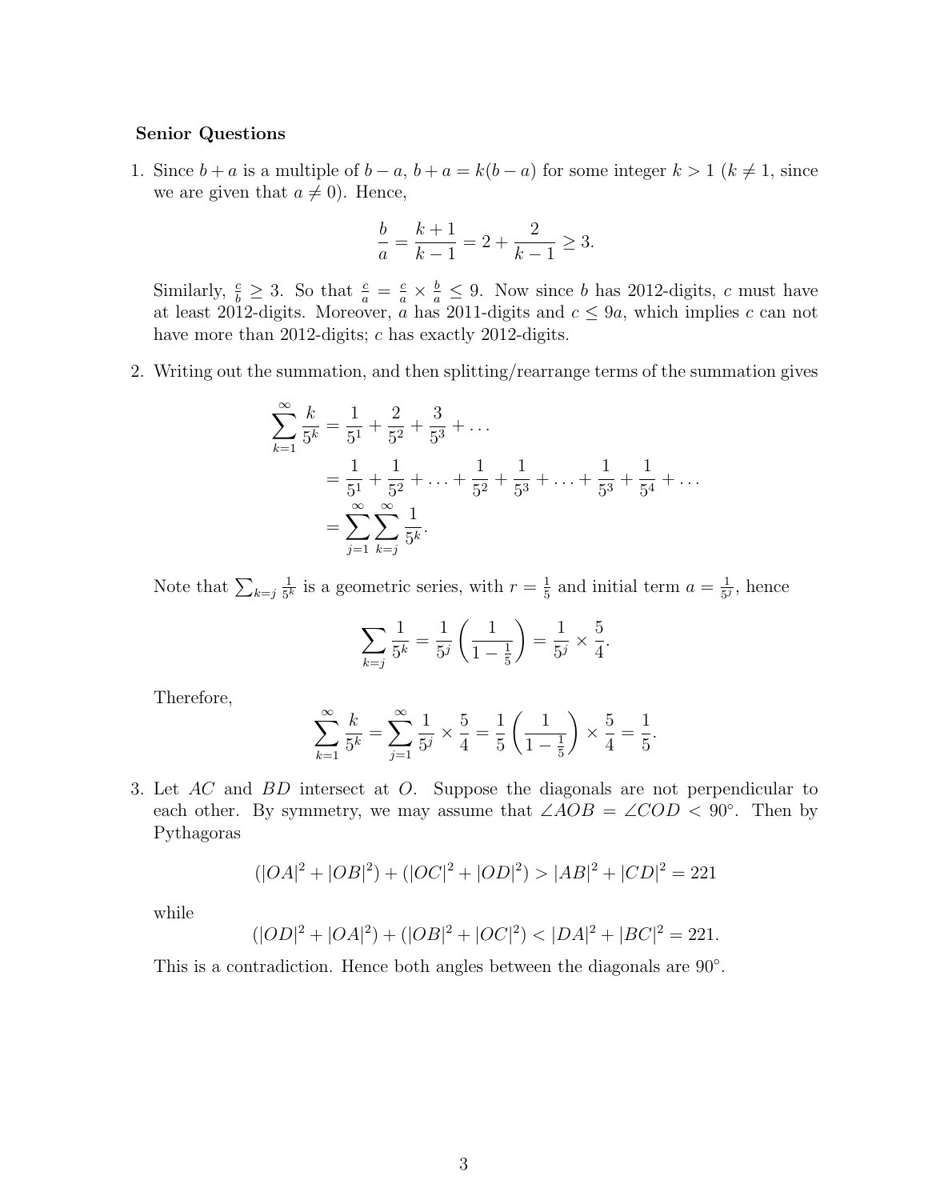**Senior Questions**

1. Since $b+a$ is a multiple of $b-a$, $b+a = k(b-a)$ for some integer $k > 1$ ($k \neq 1$, since we are given that $a \neq 0$). Hence,

$$\frac{b}{a} = \frac{k+1}{k-1} = 2 + \frac{2}{k-1} \geq 3.$$

Similarly, $\frac{c}{b} \geq 3$. So that $\frac{c}{a} = \frac{c}{a} \times \frac{b}{a} \leq 9$. Now since $b$ has 2012-digits, $c$ must have at least 2012-digits. Moreover, $a$ has 2011-digits and $c \leq 9a$, which implies $c$ can not have more than 2012-digits; $c$ has exactly 2012-digits.

2. Writing out the summation, and then splitting/rearrange terms of the summation gives

$$\begin{aligned}
\sum_{k=1}^{\infty} \frac{k}{5^k} &= \frac{1}{5^1} + \frac{2}{5^2} + \frac{3}{5^3} + \ldots \\
&= \frac{1}{5^1} + \frac{1}{5^2} + \ldots + \frac{1}{5^2} + \frac{1}{5^3} + \ldots + \frac{1}{5^3} + \frac{1}{5^4} + \ldots \\
&= \sum_{j=1}^{\infty} \sum_{k=j}^{\infty} \frac{1}{5^k}.
\end{aligned}$$

Note that $\sum_{k=j} \frac{1}{5^k}$ is a geometric series, with $r = \frac{1}{5}$ and initial term $a = \frac{1}{5^j}$, hence

$$\sum_{k=j} \frac{1}{5^k} = \frac{1}{5^j} \left( \frac{1}{1 - \frac{1}{5}} \right) = \frac{1}{5^j} \times \frac{5}{4}.$$

Therefore,

$$\sum_{k=1}^{\infty} \frac{k}{5^k} = \sum_{j=1}^{\infty} \frac{1}{5^j} \times \frac{5}{4} = \frac{1}{5} \left( \frac{1}{1 - \frac{1}{5}} \right) \times \frac{5}{4} = \frac{1}{5}.$$

3. Let $AC$ and $BD$ intersect at $O$. Suppose the diagonals are not perpendicular to each other. By symmetry, we may assume that $\angle AOB = \angle COD < 90^\circ$. Then by Pythagoras

$$(|OA|^2 + |OB|^2) + (|OC|^2 + |OD|^2) > |AB|^2 + |CD|^2 = 221$$

while

$$(|OD|^2 + |OA|^2) + (|OB|^2 + |OC|^2) < |DA|^2 + |BC|^2 = 221.$$

This is a contradiction. Hence both angles between the diagonals are $90^\circ$.